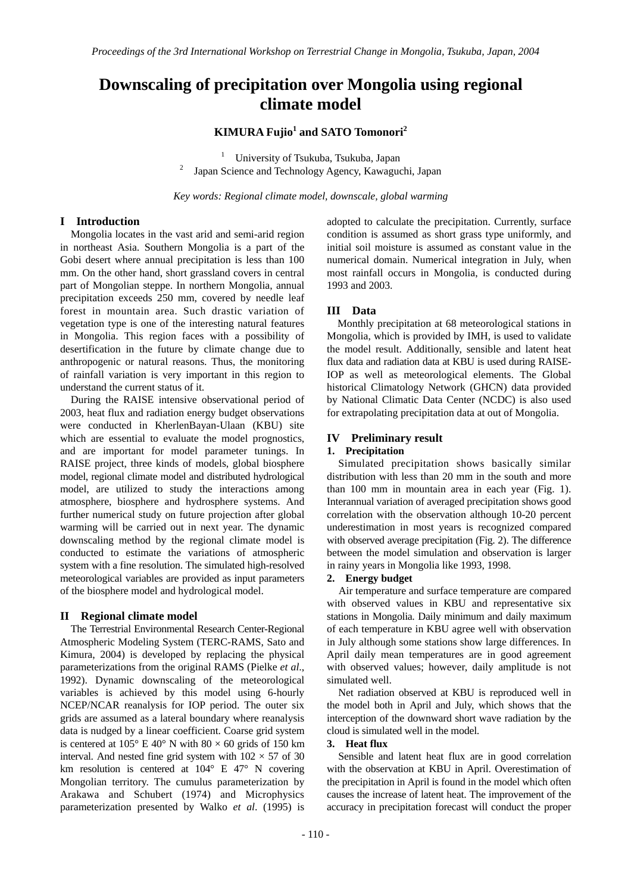# Downscaling of precipitation over Mongolia using regional climate model

**KIMURA Fujio[1] and SATO Tomonori[2]**

[1] University of Tsukuba, Tsukuba, Japan
[2] Japan Science and Technology Agency, Kawaguchi, Japan

*Key words: Regional climate model, downscale, global warming*

## I Introduction

Mongolia locates in the vast arid and semi-arid region in northeast Asia. Southern Mongolia is a part of the Gobi desert where annual precipitation is less than 100 mm. On the other hand, short grassland covers in central part of Mongolian steppe. In northern Mongolia, annual precipitation exceeds 250 mm, covered by needle leaf forest in mountain area. Such drastic variation of vegetation type is one of the interesting natural features in Mongolia. This region faces with a possibility of desertification in the future by climate change due to anthropogenic or natural reasons. Thus, the monitoring of rainfall variation is very important in this region to understand the current status of it.

During the RAISE intensive observational period of 2003, heat flux and radiation energy budget observations were conducted in KherlenBayan-Ulaan (KBU) site which are essential to evaluate the model prognostics, and are important for model parameter tunings. In RAISE project, three kinds of models, global biosphere model, regional climate model and distributed hydrological model, are utilized to study the interactions among atmosphere, biosphere and hydrosphere systems. And further numerical study on future projection after global warming will be carried out in next year. The dynamic downscaling method by the regional climate model is conducted to estimate the variations of atmospheric system with a fine resolution. The simulated high-resolved meteorological variables are provided as input parameters of the biosphere model and hydrological model.

## II Regional climate model

The Terrestrial Environmental Research Center-Regional Atmospheric Modeling System (TERC-RAMS, Sato and Kimura, 2004) is developed by replacing the physical parameterizations from the original RAMS (Pielke *et al.*, 1992). Dynamic downscaling of the meteorological variables is achieved by this model using 6-hourly NCEP/NCAR reanalysis for IOP period. The outer six grids are assumed as a lateral boundary where reanalysis data is nudged by a linear coefficient. Coarse grid system is centered at 105° E 40° N with 80 × 60 grids of 150 km interval. And nested fine grid system with 102 × 57 of 30 km resolution is centered at 104° E 47° N covering Mongolian territory. The cumulus parameterization by Arakawa and Schubert (1974) and Microphysics parameterization presented by Walko *et al*. (1995) is adopted to calculate the precipitation. Currently, surface condition is assumed as short grass type uniformly, and initial soil moisture is assumed as constant value in the numerical domain. Numerical integration in July, when most rainfall occurs in Mongolia, is conducted during 1993 and 2003.

## III Data

Monthly precipitation at 68 meteorological stations in Mongolia, which is provided by IMH, is used to validate the model result. Additionally, sensible and latent heat flux data and radiation data at KBU is used during RAISE-IOP as well as meteorological elements. The Global historical Climatology Network (GHCN) data provided by National Climatic Data Center (NCDC) is also used for extrapolating precipitation data at out of Mongolia.

## IV Preliminary result

### 1. Precipitation

Simulated precipitation shows basically similar distribution with less than 20 mm in the south and more than 100 mm in mountain area in each year (Fig. 1). Interannual variation of averaged precipitation shows good correlation with the observation although 10-20 percent underestimation in most years is recognized compared with observed average precipitation (Fig. 2). The difference between the model simulation and observation is larger in rainy years in Mongolia like 1993, 1998.

### 2. Energy budget

Air temperature and surface temperature are compared with observed values in KBU and representative six stations in Mongolia. Daily minimum and daily maximum of each temperature in KBU agree well with observation in July although some stations show large differences. In April daily mean temperatures are in good agreement with observed values; however, daily amplitude is not simulated well.

Net radiation observed at KBU is reproduced well in the model both in April and July, which shows that the interception of the downward short wave radiation by the cloud is simulated well in the model.

### 3. Heat flux

Sensible and latent heat flux are in good correlation with the observation at KBU in April. Overestimation of the precipitation in April is found in the model which often causes the increase of latent heat. The improvement of the accuracy in precipitation forecast will conduct the proper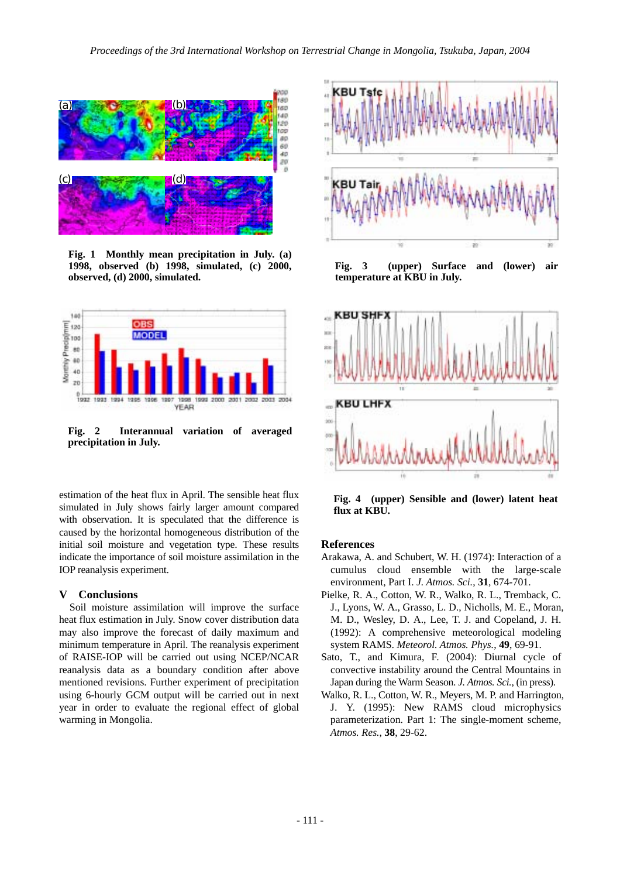(a) (b) (c) (d)

200 180 160 140 120 100 80 60 40 20 0

**Fig. 1 Monthly mean precipitation in July. (a) 1998, observed (b) 1998, simulated, (c) 2000, observed, (d) 2000, simulated.**

OBS
MODEL
Monthly Precip[mm]
140 120 100 80 60 40 20 0
1992 1993 1994 1995 1996 1997 1998 1999 2000 2001 2002 2003 2004
YEAR

**Fig. 2 Interannual variation of averaged precipitation in July.**

estimation of the heat flux in April. The sensible heat flux simulated in July shows fairly larger amount compared with observation. It is speculated that the difference is caused by the horizontal homogeneous distribution of the initial soil moisture and vegetation type. These results indicate the importance of soil moisture assimilation in the IOP reanalysis experiment.

## V Conclusions

Soil moisture assimilation will improve the surface heat flux estimation in July. Snow cover distribution data may also improve the forecast of daily maximum and minimum temperature in April. The reanalysis experiment of RAISE-IOP will be carried out using NCEP/NCAR reanalysis data as a boundary condition after above mentioned revisions. Further experiment of precipitation using 6-hourly GCM output will be carried out in next year in order to evaluate the regional effect of global warming in Mongolia.

KBU Tsfc

KBU Tair

**Fig. 3 (upper) Surface and (lower) air temperature at KBU in July.**

KBU SHFX

KBU LHFX

**Fig. 4 (upper) Sensible and (lower) latent heat flux at KBU.**

## References

Arakawa, A. and Schubert, W. H. (1974): Interaction of a cumulus cloud ensemble with the large-scale environment, Part I. *J. Atmos. Sci.*, **31**, 674-701.

Pielke, R. A., Cotton, W. R., Walko, R. L., Tremback, C. J., Lyons, W. A., Grasso, L. D., Nicholls, M. E., Moran, M. D., Wesley, D. A., Lee, T. J. and Copeland, J. H. (1992): A comprehensive meteorological modeling system RAMS. *Meteorol. Atmos. Phys.*, **49**, 69-91.

Sato, T., and Kimura, F. (2004): Diurnal cycle of convective instability around the Central Mountains in Japan during the Warm Season. *J. Atmos. Sci.*, (in press).

Walko, R. L., Cotton, W. R., Meyers, M. P. and Harrington, J. Y. (1995): New RAMS cloud microphysics parameterization. Part 1: The single-moment scheme, *Atmos. Res.*, **38**, 29-62.